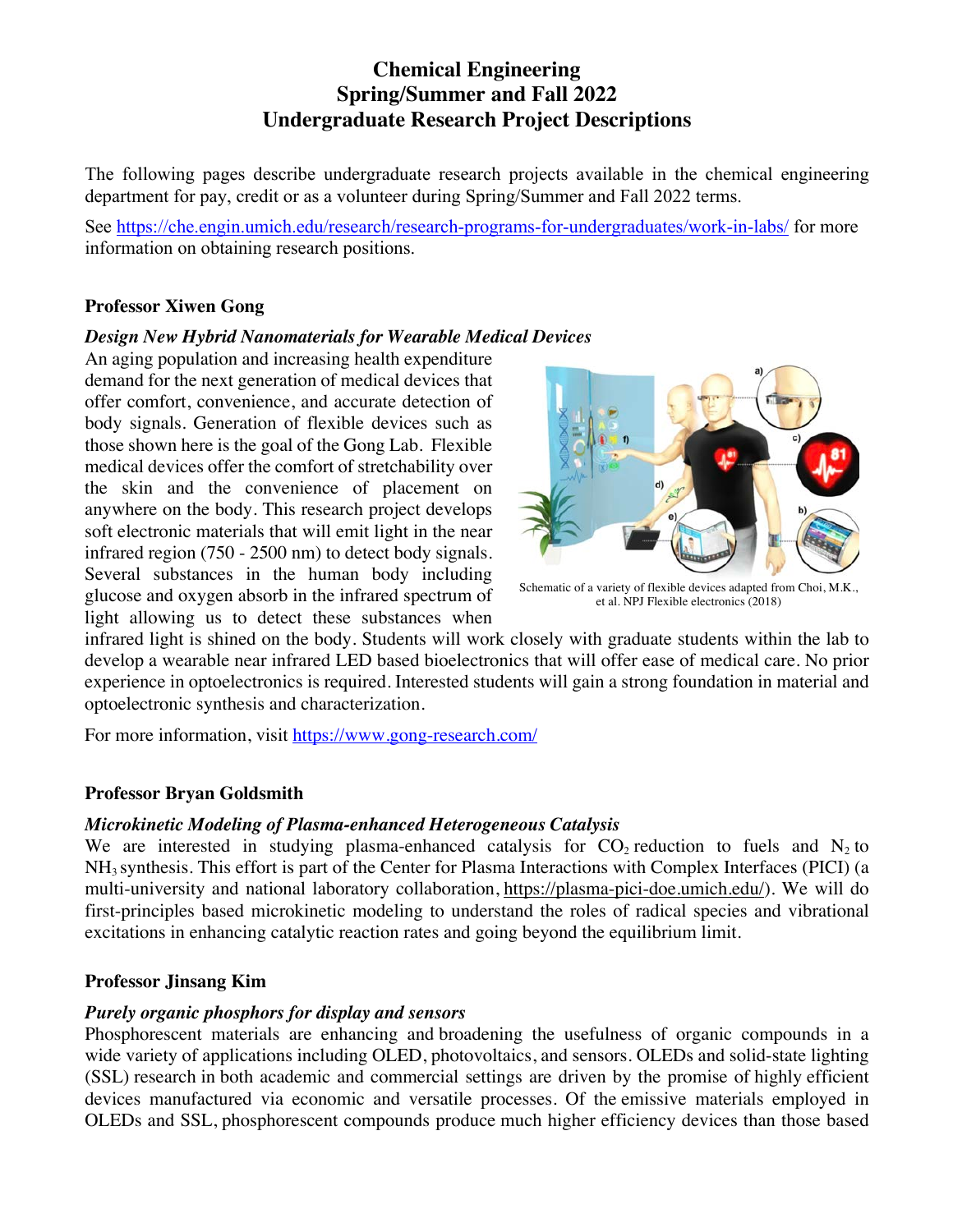# Chemical Engineering
# Spring/Summer and Fall 2022
# Undergraduate Research Project Descriptions

The following pages describe undergraduate research projects available in the chemical engineering department for pay, credit or as a volunteer during Spring/Summer and Fall 2022 terms.

See https://che.engin.umich.edu/research/research-programs-for-undergraduates/work-in-labs/ for more information on obtaining research positions.

### Professor Xiwen Gong

***Design New Hybrid Nanomaterials for Wearable Medical Devices***

An aging population and increasing health expenditure demand for the next generation of medical devices that offer comfort, convenience, and accurate detection of body signals. Generation of flexible devices such as those shown here is the goal of the Gong Lab. Flexible medical devices offer the comfort of stretchability over the skin and the convenience of placement on anywhere on the body. This research project develops soft electronic materials that will emit light in the near infrared region (750 - 2500 nm) to detect body signals. Several substances in the human body including glucose and oxygen absorb in the infrared spectrum of light allowing us to detect these substances when infrared light is shined on the body. Students will work closely with graduate students within the lab to develop a wearable near infrared LED based bioelectronics that will offer ease of medical care. No prior experience in optoelectronics is required. Interested students will gain a strong foundation in material and optoelectronic synthesis and characterization.

Schematic of a variety of flexible devices adapted from Choi, M.K., et al. NPJ Flexible electronics (2018)

For more information, visit https://www.gong-research.com/

### Professor Bryan Goldsmith

***Microkinetic Modeling of Plasma-enhanced Heterogeneous Catalysis***

We are interested in studying plasma-enhanced catalysis for $CO_2$ reduction to fuels and $N_2$ to $NH_3$ synthesis. This effort is part of the Center for Plasma Interactions with Complex Interfaces (PICI) (a multi-university and national laboratory collaboration, https://plasma-pici-doe.umich.edu/). We will do first-principles based microkinetic modeling to understand the roles of radical species and vibrational excitations in enhancing catalytic reaction rates and going beyond the equilibrium limit.

### Professor Jinsang Kim

***Purely organic phosphors for display and sensors***

Phosphorescent materials are enhancing and broadening the usefulness of organic compounds in a wide variety of applications including OLED, photovoltaics, and sensors. OLEDs and solid-state lighting (SSL) research in both academic and commercial settings are driven by the promise of highly efficient devices manufactured via economic and versatile processes. Of the emissive materials employed in OLEDs and SSL, phosphorescent compounds produce much higher efficiency devices than those based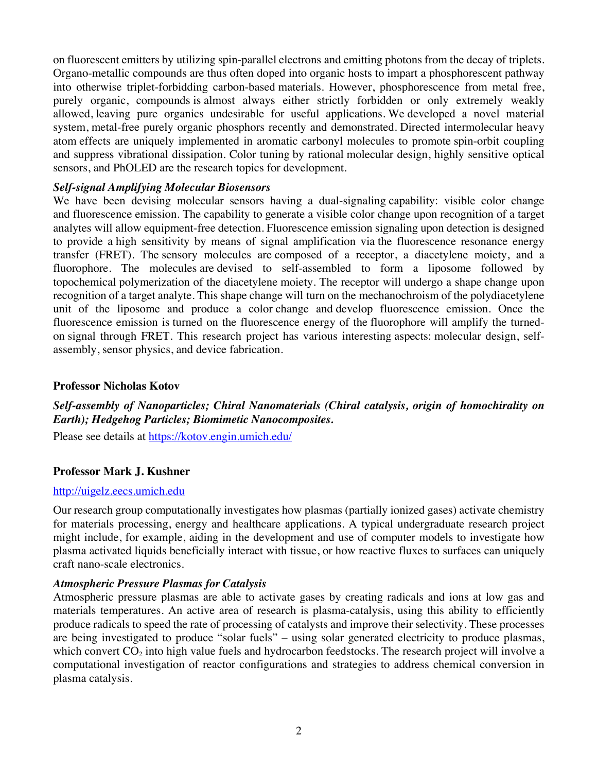on fluorescent emitters by utilizing spin-parallel electrons and emitting photons from the decay of triplets. Organo-metallic compounds are thus often doped into organic hosts to impart a phosphorescent pathway into otherwise triplet-forbidding carbon-based materials. However, phosphorescence from metal free, purely organic, compounds is almost always either strictly forbidden or only extremely weakly allowed, leaving pure organics undesirable for useful applications. We developed a novel material system, metal-free purely organic phosphors recently and demonstrated. Directed intermolecular heavy atom effects are uniquely implemented in aromatic carbonyl molecules to promote spin-orbit coupling and suppress vibrational dissipation. Color tuning by rational molecular design, highly sensitive optical sensors, and PhOLED are the research topics for development.

***Self-signal Amplifying Molecular Biosensors***

We have been devising molecular sensors having a dual-signaling capability: visible color change and fluorescence emission. The capability to generate a visible color change upon recognition of a target analytes will allow equipment-free detection. Fluorescence emission signaling upon detection is designed to provide a high sensitivity by means of signal amplification via the fluorescence resonance energy transfer (FRET). The sensory molecules are composed of a receptor, a diacetylene moiety, and a fluorophore. The molecules are devised to self-assembled to form a liposome followed by topochemical polymerization of the diacetylene moiety. The receptor will undergo a shape change upon recognition of a target analyte. This shape change will turn on the mechanochroism of the polydiacetylene unit of the liposome and produce a color change and develop fluorescence emission. Once the fluorescence emission is turned on the fluorescence energy of the fluorophore will amplify the turned-on signal through FRET. This research project has various interesting aspects: molecular design, self-assembly, sensor physics, and device fabrication.

**Professor Nicholas Kotov**

***Self-assembly of Nanoparticles; Chiral Nanomaterials (Chiral catalysis, origin of homochirality on Earth); Hedgehog Particles; Biomimetic Nanocomposites.***

Please see details at https://kotov.engin.umich.edu/

**Professor Mark J. Kushner**

http://uigelz.eecs.umich.edu

Our research group computationally investigates how plasmas (partially ionized gases) activate chemistry for materials processing, energy and healthcare applications. A typical undergraduate research project might include, for example, aiding in the development and use of computer models to investigate how plasma activated liquids beneficially interact with tissue, or how reactive fluxes to surfaces can uniquely craft nano-scale electronics.

***Atmospheric Pressure Plasmas for Catalysis***

Atmospheric pressure plasmas are able to activate gases by creating radicals and ions at low gas and materials temperatures. An active area of research is plasma-catalysis, using this ability to efficiently produce radicals to speed the rate of processing of catalysts and improve their selectivity. These processes are being investigated to produce "solar fuels" – using solar generated electricity to produce plasmas, which convert $CO_2$ into high value fuels and hydrocarbon feedstocks. The research project will involve a computational investigation of reactor configurations and strategies to address chemical conversion in plasma catalysis.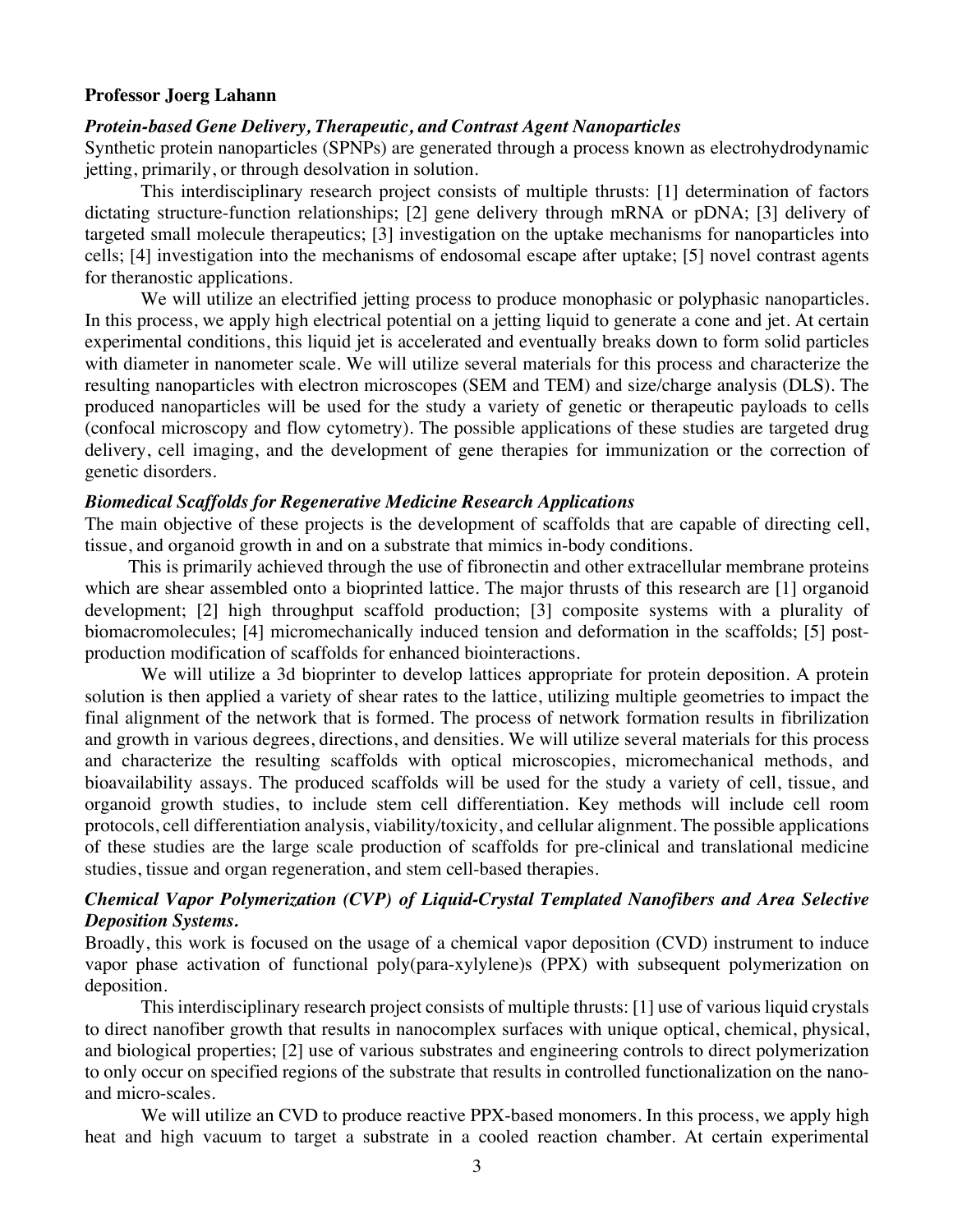**Professor Joerg Lahann**

***Protein-based Gene Delivery, Therapeutic, and Contrast Agent Nanoparticles***

Synthetic protein nanoparticles (SPNPs) are generated through a process known as electrohydrodynamic jetting, primarily, or through desolvation in solution.

This interdisciplinary research project consists of multiple thrusts: [1] determination of factors dictating structure-function relationships; [2] gene delivery through mRNA or pDNA; [3] delivery of targeted small molecule therapeutics; [3] investigation on the uptake mechanisms for nanoparticles into cells; [4] investigation into the mechanisms of endosomal escape after uptake; [5] novel contrast agents for theranostic applications.

We will utilize an electrified jetting process to produce monophasic or polyphasic nanoparticles. In this process, we apply high electrical potential on a jetting liquid to generate a cone and jet. At certain experimental conditions, this liquid jet is accelerated and eventually breaks down to form solid particles with diameter in nanometer scale. We will utilize several materials for this process and characterize the resulting nanoparticles with electron microscopes (SEM and TEM) and size/charge analysis (DLS). The produced nanoparticles will be used for the study a variety of genetic or therapeutic payloads to cells (confocal microscopy and flow cytometry). The possible applications of these studies are targeted drug delivery, cell imaging, and the development of gene therapies for immunization or the correction of genetic disorders.

***Biomedical Scaffolds for Regenerative Medicine Research Applications***

The main objective of these projects is the development of scaffolds that are capable of directing cell, tissue, and organoid growth in and on a substrate that mimics in-body conditions.

This is primarily achieved through the use of fibronectin and other extracellular membrane proteins which are shear assembled onto a bioprinted lattice. The major thrusts of this research are [1] organoid development; [2] high throughput scaffold production; [3] composite systems with a plurality of biomacromolecules; [4] micromechanically induced tension and deformation in the scaffolds; [5] post-production modification of scaffolds for enhanced biointeractions.

We will utilize a 3d bioprinter to develop lattices appropriate for protein deposition. A protein solution is then applied a variety of shear rates to the lattice, utilizing multiple geometries to impact the final alignment of the network that is formed. The process of network formation results in fibrilization and growth in various degrees, directions, and densities. We will utilize several materials for this process and characterize the resulting scaffolds with optical microscopies, micromechanical methods, and bioavailability assays. The produced scaffolds will be used for the study a variety of cell, tissue, and organoid growth studies, to include stem cell differentiation. Key methods will include cell room protocols, cell differentiation analysis, viability/toxicity, and cellular alignment. The possible applications of these studies are the large scale production of scaffolds for pre-clinical and translational medicine studies, tissue and organ regeneration, and stem cell-based therapies.

***Chemical Vapor Polymerization (CVP) of Liquid-Crystal Templated Nanofibers and Area Selective Deposition Systems.***

Broadly, this work is focused on the usage of a chemical vapor deposition (CVD) instrument to induce vapor phase activation of functional poly(para-xylylene)s (PPX) with subsequent polymerization on deposition.

This interdisciplinary research project consists of multiple thrusts: [1] use of various liquid crystals to direct nanofiber growth that results in nanocomplex surfaces with unique optical, chemical, physical, and biological properties; [2] use of various substrates and engineering controls to direct polymerization to only occur on specified regions of the substrate that results in controlled functionalization on the nano- and micro-scales.

We will utilize an CVD to produce reactive PPX-based monomers. In this process, we apply high heat and high vacuum to target a substrate in a cooled reaction chamber. At certain experimental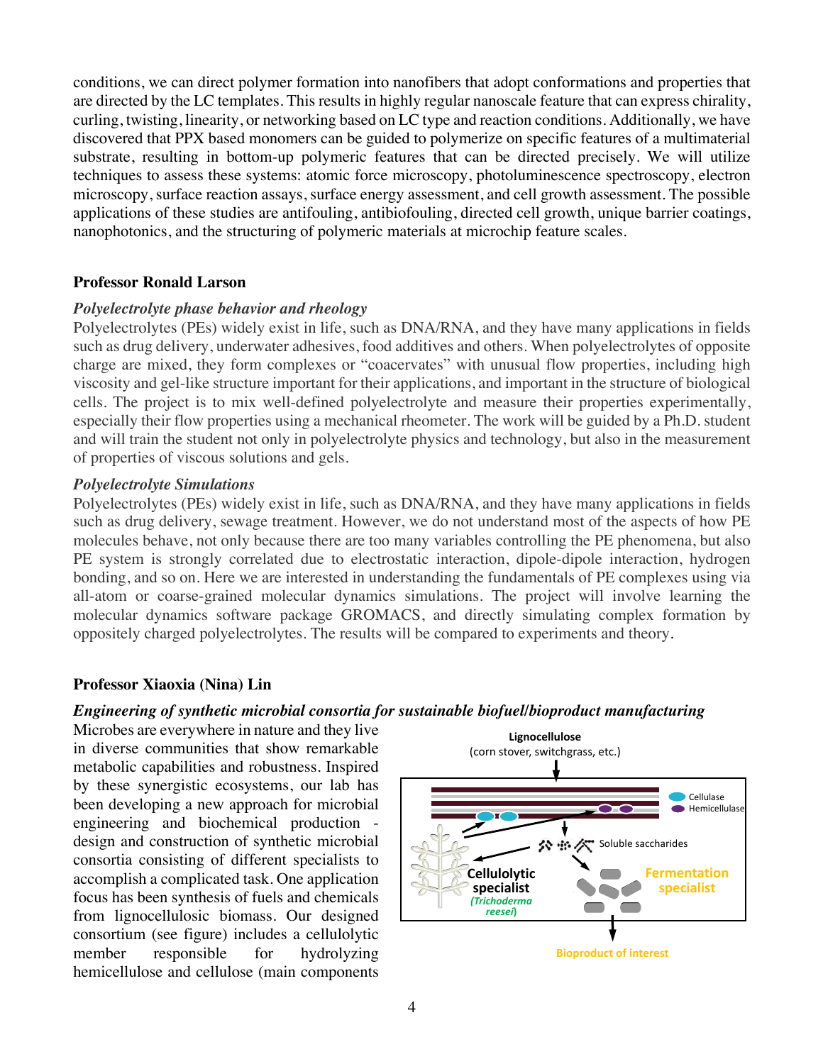conditions, we can direct polymer formation into nanofibers that adopt conformations and properties that are directed by the LC templates. This results in highly regular nanoscale feature that can express chirality, curling, twisting, linearity, or networking based on LC type and reaction conditions. Additionally, we have discovered that PPX based monomers can be guided to polymerize on specific features of a multimaterial substrate, resulting in bottom-up polymeric features that can be directed precisely. We will utilize techniques to assess these systems: atomic force microscopy, photoluminescence spectroscopy, electron microscopy, surface reaction assays, surface energy assessment, and cell growth assessment. The possible applications of these studies are antifouling, antibiofouling, directed cell growth, unique barrier coatings, nanophotonics, and the structuring of polymeric materials at microchip feature scales.

**Professor Ronald Larson**

***Polyelectrolyte phase behavior and rheology***

Polyelectrolytes (PEs) widely exist in life, such as DNA/RNA, and they have many applications in fields such as drug delivery, underwater adhesives, food additives and others. When polyelectrolytes of opposite charge are mixed, they form complexes or "coacervates" with unusual flow properties, including high viscosity and gel-like structure important for their applications, and important in the structure of biological cells. The project is to mix well-defined polyelectrolyte and measure their properties experimentally, especially their flow properties using a mechanical rheometer. The work will be guided by a Ph.D. student and will train the student not only in polyelectrolyte physics and technology, but also in the measurement of properties of viscous solutions and gels.

***Polyelectrolyte Simulations***

Polyelectrolytes (PEs) widely exist in life, such as DNA/RNA, and they have many applications in fields such as drug delivery, sewage treatment. However, we do not understand most of the aspects of how PE molecules behave, not only because there are too many variables controlling the PE phenomena, but also PE system is strongly correlated due to electrostatic interaction, dipole-dipole interaction, hydrogen bonding, and so on. Here we are interested in understanding the fundamentals of PE complexes using via all-atom or coarse-grained molecular dynamics simulations. The project will involve learning the molecular dynamics software package GROMACS, and directly simulating complex formation by oppositely charged polyelectrolytes. The results will be compared to experiments and theory.

**Professor Xiaoxia (Nina) Lin**

***Engineering of synthetic microbial consortia for sustainable biofuel/bioproduct manufacturing***

Microbes are everywhere in nature and they live in diverse communities that show remarkable metabolic capabilities and robustness. Inspired by these synergistic ecosystems, our lab has been developing a new approach for microbial engineering and biochemical production - design and construction of synthetic microbial consortia consisting of different specialists to accomplish a complicated task. One application focus has been synthesis of fuels and chemicals from lignocellulosic biomass. Our designed consortium (see figure) includes a cellulolytic member responsible for hydrolyzing hemicellulose and cellulose (main components

Lignocellulose (corn stover, switchgrass, etc.)

Cellulase
Hemicellulase
Soluble saccharides
Cellulolytic specialist (*Trichoderma reesei*)
Fermentation specialist
Bioproduct of interest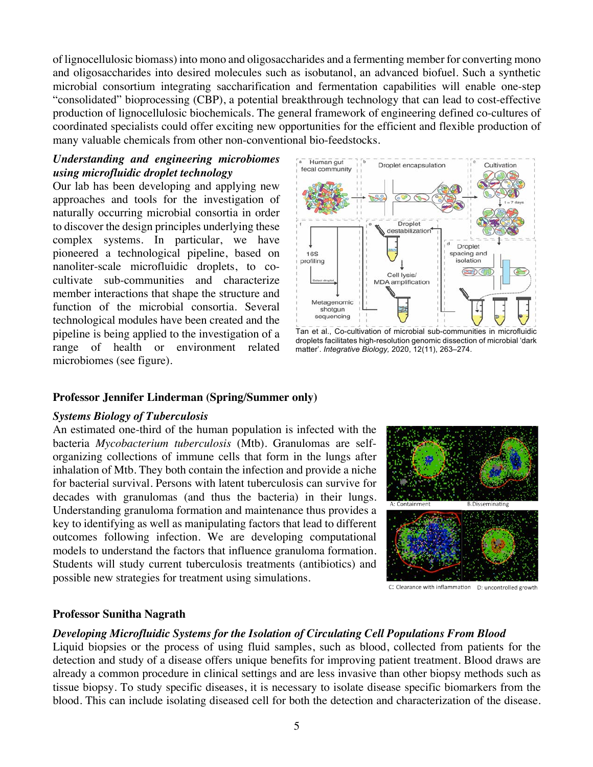of lignocellulosic biomass) into mono and oligosaccharides and a fermenting member for converting mono and oligosaccharides into desired molecules such as isobutanol, an advanced biofuel. Such a synthetic microbial consortium integrating saccharification and fermentation capabilities will enable one-step "consolidated" bioprocessing (CBP), a potential breakthrough technology that can lead to cost-effective production of lignocellulosic biochemicals. The general framework of engineering defined co-cultures of coordinated specialists could offer exciting new opportunities for the efficient and flexible production of many valuable chemicals from other non-conventional bio-feedstocks.

***Understanding and engineering microbiomes using microfluidic droplet technology***

Our lab has been developing and applying new approaches and tools for the investigation of naturally occurring microbial consortia in order to discover the design principles underlying these complex systems. In particular, we have pioneered a technological pipeline, based on nanoliter-scale microfluidic droplets, to co-cultivate sub-communities and characterize member interactions that shape the structure and function of the microbial consortia. Several technological modules have been created and the pipeline is being applied to the investigation of a range of health or environment related microbiomes (see figure).

Tan et al., Co-cultivation of microbial sub-communities in microfluidic droplets facilitates high-resolution genomic dissection of microbial 'dark matter'. *Integrative Biology,* 2020, 12(11), 263–274.

**Professor Jennifer Linderman (Spring/Summer only)**

***Systems Biology of Tuberculosis***

An estimated one-third of the human population is infected with the bacteria *Mycobacterium tuberculosis* (Mtb). Granulomas are self-organizing collections of immune cells that form in the lungs after inhalation of Mtb. They both contain the infection and provide a niche for bacterial survival. Persons with latent tuberculosis can survive for decades with granulomas (and thus the bacteria) in their lungs. Understanding granuloma formation and maintenance thus provides a key to identifying as well as manipulating factors that lead to different outcomes following infection. We are developing computational models to understand the factors that influence granuloma formation. Students will study current tuberculosis treatments (antibiotics) and possible new strategies for treatment using simulations.

A: Containment B.Disseminating C: Clearance with inflammation D: uncontrolled growth

**Professor Sunitha Nagrath**

***Developing Microfluidic Systems for the Isolation of Circulating Cell Populations From Blood***

Liquid biopsies or the process of using fluid samples, such as blood, collected from patients for the detection and study of a disease offers unique benefits for improving patient treatment. Blood draws are already a common procedure in clinical settings and are less invasive than other biopsy methods such as tissue biopsy. To study specific diseases, it is necessary to isolate disease specific biomarkers from the blood. This can include isolating diseased cell for both the detection and characterization of the disease.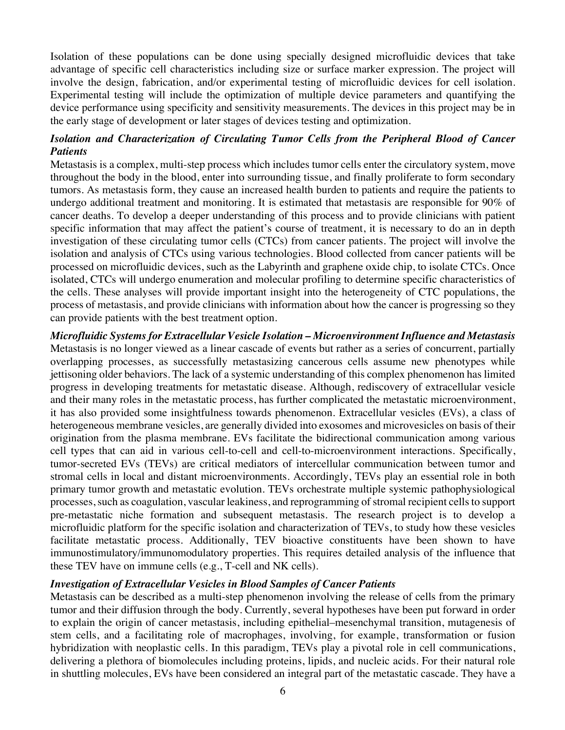Isolation of these populations can be done using specially designed microfluidic devices that take advantage of specific cell characteristics including size or surface marker expression. The project will involve the design, fabrication, and/or experimental testing of microfluidic devices for cell isolation. Experimental testing will include the optimization of multiple device parameters and quantifying the device performance using specificity and sensitivity measurements. The devices in this project may be in the early stage of development or later stages of devices testing and optimization.

***Isolation and Characterization of Circulating Tumor Cells from the Peripheral Blood of Cancer Patients***

Metastasis is a complex, multi-step process which includes tumor cells enter the circulatory system, move throughout the body in the blood, enter into surrounding tissue, and finally proliferate to form secondary tumors. As metastasis form, they cause an increased health burden to patients and require the patients to undergo additional treatment and monitoring. It is estimated that metastasis are responsible for 90% of cancer deaths. To develop a deeper understanding of this process and to provide clinicians with patient specific information that may affect the patient's course of treatment, it is necessary to do an in depth investigation of these circulating tumor cells (CTCs) from cancer patients. The project will involve the isolation and analysis of CTCs using various technologies. Blood collected from cancer patients will be processed on microfluidic devices, such as the Labyrinth and graphene oxide chip, to isolate CTCs. Once isolated, CTCs will undergo enumeration and molecular profiling to determine specific characteristics of the cells. These analyses will provide important insight into the heterogeneity of CTC populations, the process of metastasis, and provide clinicians with information about how the cancer is progressing so they can provide patients with the best treatment option.

***Microfluidic Systems for Extracellular Vesicle Isolation – Microenvironment Influence and Metastasis***

Metastasis is no longer viewed as a linear cascade of events but rather as a series of concurrent, partially overlapping processes, as successfully metastasizing cancerous cells assume new phenotypes while jettisoning older behaviors. The lack of a systemic understanding of this complex phenomenon has limited progress in developing treatments for metastatic disease. Although, rediscovery of extracellular vesicle and their many roles in the metastatic process, has further complicated the metastatic microenvironment, it has also provided some insightfulness towards phenomenon. Extracellular vesicles (EVs), a class of heterogeneous membrane vesicles, are generally divided into exosomes and microvesicles on basis of their origination from the plasma membrane. EVs facilitate the bidirectional communication among various cell types that can aid in various cell-to-cell and cell-to-microenvironment interactions. Specifically, tumor-secreted EVs (TEVs) are critical mediators of intercellular communication between tumor and stromal cells in local and distant microenvironments. Accordingly, TEVs play an essential role in both primary tumor growth and metastatic evolution. TEVs orchestrate multiple systemic pathophysiological processes, such as coagulation, vascular leakiness, and reprogramming of stromal recipient cells to support pre-metastatic niche formation and subsequent metastasis. The research project is to develop a microfluidic platform for the specific isolation and characterization of TEVs, to study how these vesicles facilitate metastatic process. Additionally, TEV bioactive constituents have been shown to have immunostimulatory/immunomodulatory properties. This requires detailed analysis of the influence that these TEV have on immune cells (e.g., T-cell and NK cells).

***Investigation of Extracellular Vesicles in Blood Samples of Cancer Patients***

Metastasis can be described as a multi-step phenomenon involving the release of cells from the primary tumor and their diffusion through the body. Currently, several hypotheses have been put forward in order to explain the origin of cancer metastasis, including epithelial–mesenchymal transition, mutagenesis of stem cells, and a facilitating role of macrophages, involving, for example, transformation or fusion hybridization with neoplastic cells. In this paradigm, TEVs play a pivotal role in cell communications, delivering a plethora of biomolecules including proteins, lipids, and nucleic acids. For their natural role in shuttling molecules, EVs have been considered an integral part of the metastatic cascade. They have a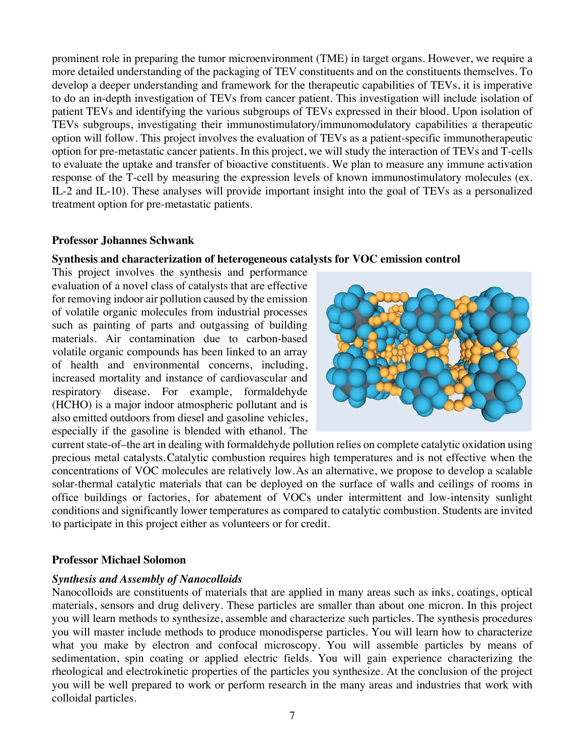prominent role in preparing the tumor microenvironment (TME) in target organs. However, we require a more detailed understanding of the packaging of TEV constituents and on the constituents themselves. To develop a deeper understanding and framework for the therapeutic capabilities of TEVs, it is imperative to do an in-depth investigation of TEVs from cancer patient. This investigation will include isolation of patient TEVs and identifying the various subgroups of TEVs expressed in their blood. Upon isolation of TEVs subgroups, investigating their immunostimulatory/immunomodulatory capabilities a therapeutic option will follow. This project involves the evaluation of TEVs as a patient-specific immunotherapeutic option for pre-metastatic cancer patients. In this project, we will study the interaction of TEVs and T-cells to evaluate the uptake and transfer of bioactive constituents. We plan to measure any immune activation response of the T-cell by measuring the expression levels of known immunostimulatory molecules (ex. IL-2 and IL-10). These analyses will provide important insight into the goal of TEVs as a personalized treatment option for pre-metastatic patients.

**Professor Johannes Schwank**

**Synthesis and characterization of heterogeneous catalysts for VOC emission control**

This project involves the synthesis and performance evaluation of a novel class of catalysts that are effective for removing indoor air pollution caused by the emission of volatile organic molecules from industrial processes such as painting of parts and outgassing of building materials. Air contamination due to carbon-based volatile organic compounds has been linked to an array of health and environmental concerns, including, increased mortality and instance of cardiovascular and respiratory disease. For example, formaldehyde (HCHO) is a major indoor atmospheric pollutant and is also emitted outdoors from diesel and gasoline vehicles, especially if the gasoline is blended with ethanol. The current state-of–the art in dealing with formaldehyde pollution relies on complete catalytic oxidation using precious metal catalysts.Catalytic combustion requires high temperatures and is not effective when the concentrations of VOC molecules are relatively low.As an alternative, we propose to develop a scalable solar-thermal catalytic materials that can be deployed on the surface of walls and ceilings of rooms in office buildings or factories, for abatement of VOCs under intermittent and low-intensity sunlight conditions and significantly lower temperatures as compared to catalytic combustion. Students are invited to participate in this project either as volunteers or for credit.

**Professor Michael Solomon**

***Synthesis and Assembly of Nanocolloids***

Nanocolloids are constituents of materials that are applied in many areas such as inks, coatings, optical materials, sensors and drug delivery. These particles are smaller than about one micron. In this project you will learn methods to synthesize, assemble and characterize such particles. The synthesis procedures you will master include methods to produce monodisperse particles. You will learn how to characterize what you make by electron and confocal microscopy. You will assemble particles by means of sedimentation, spin coating or applied electric fields. You will gain experience characterizing the rheological and electrokinetic properties of the particles you synthesize. At the conclusion of the project you will be well prepared to work or perform research in the many areas and industries that work with colloidal particles.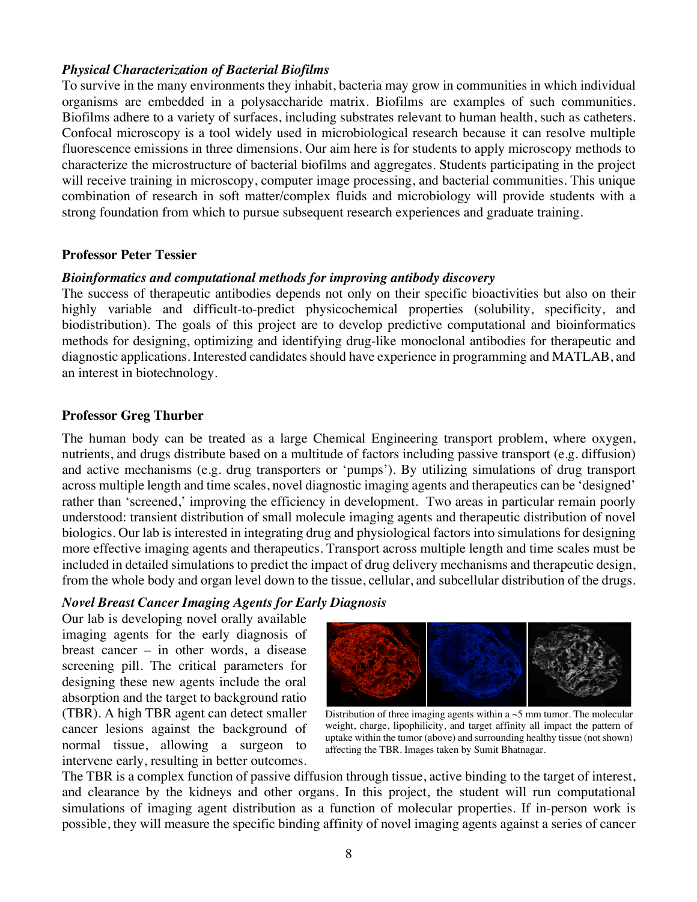### *Physical Characterization of Bacterial Biofilms*

To survive in the many environments they inhabit, bacteria may grow in communities in which individual organisms are embedded in a polysaccharide matrix. Biofilms are examples of such communities. Biofilms adhere to a variety of surfaces, including substrates relevant to human health, such as catheters. Confocal microscopy is a tool widely used in microbiological research because it can resolve multiple fluorescence emissions in three dimensions. Our aim here is for students to apply microscopy methods to characterize the microstructure of bacterial biofilms and aggregates. Students participating in the project will receive training in microscopy, computer image processing, and bacterial communities. This unique combination of research in soft matter/complex fluids and microbiology will provide students with a strong foundation from which to pursue subsequent research experiences and graduate training.

## Professor Peter Tessier

### *Bioinformatics and computational methods for improving antibody discovery*

The success of therapeutic antibodies depends not only on their specific bioactivities but also on their highly variable and difficult-to-predict physicochemical properties (solubility, specificity, and biodistribution). The goals of this project are to develop predictive computational and bioinformatics methods for designing, optimizing and identifying drug-like monoclonal antibodies for therapeutic and diagnostic applications. Interested candidates should have experience in programming and MATLAB, and an interest in biotechnology.

## Professor Greg Thurber

The human body can be treated as a large Chemical Engineering transport problem, where oxygen, nutrients, and drugs distribute based on a multitude of factors including passive transport (e.g. diffusion) and active mechanisms (e.g. drug transporters or 'pumps'). By utilizing simulations of drug transport across multiple length and time scales, novel diagnostic imaging agents and therapeutics can be 'designed' rather than 'screened,' improving the efficiency in development. Two areas in particular remain poorly understood: transient distribution of small molecule imaging agents and therapeutic distribution of novel biologics. Our lab is interested in integrating drug and physiological factors into simulations for designing more effective imaging agents and therapeutics. Transport across multiple length and time scales must be included in detailed simulations to predict the impact of drug delivery mechanisms and therapeutic design, from the whole body and organ level down to the tissue, cellular, and subcellular distribution of the drugs.

### *Novel Breast Cancer Imaging Agents for Early Diagnosis*

Our lab is developing novel orally available imaging agents for the early diagnosis of breast cancer – in other words, a disease screening pill. The critical parameters for designing these new agents include the oral absorption and the target to background ratio (TBR). A high TBR agent can detect smaller cancer lesions against the background of normal tissue, allowing a surgeon to intervene early, resulting in better outcomes.

Distribution of three imaging agents within a ~5 mm tumor. The molecular weight, charge, lipophilicity, and target affinity all impact the pattern of uptake within the tumor (above) and surrounding healthy tissue (not shown) affecting the TBR. Images taken by Sumit Bhatnagar.

The TBR is a complex function of passive diffusion through tissue, active binding to the target of interest, and clearance by the kidneys and other organs. In this project, the student will run computational simulations of imaging agent distribution as a function of molecular properties. If in-person work is possible, they will measure the specific binding affinity of novel imaging agents against a series of cancer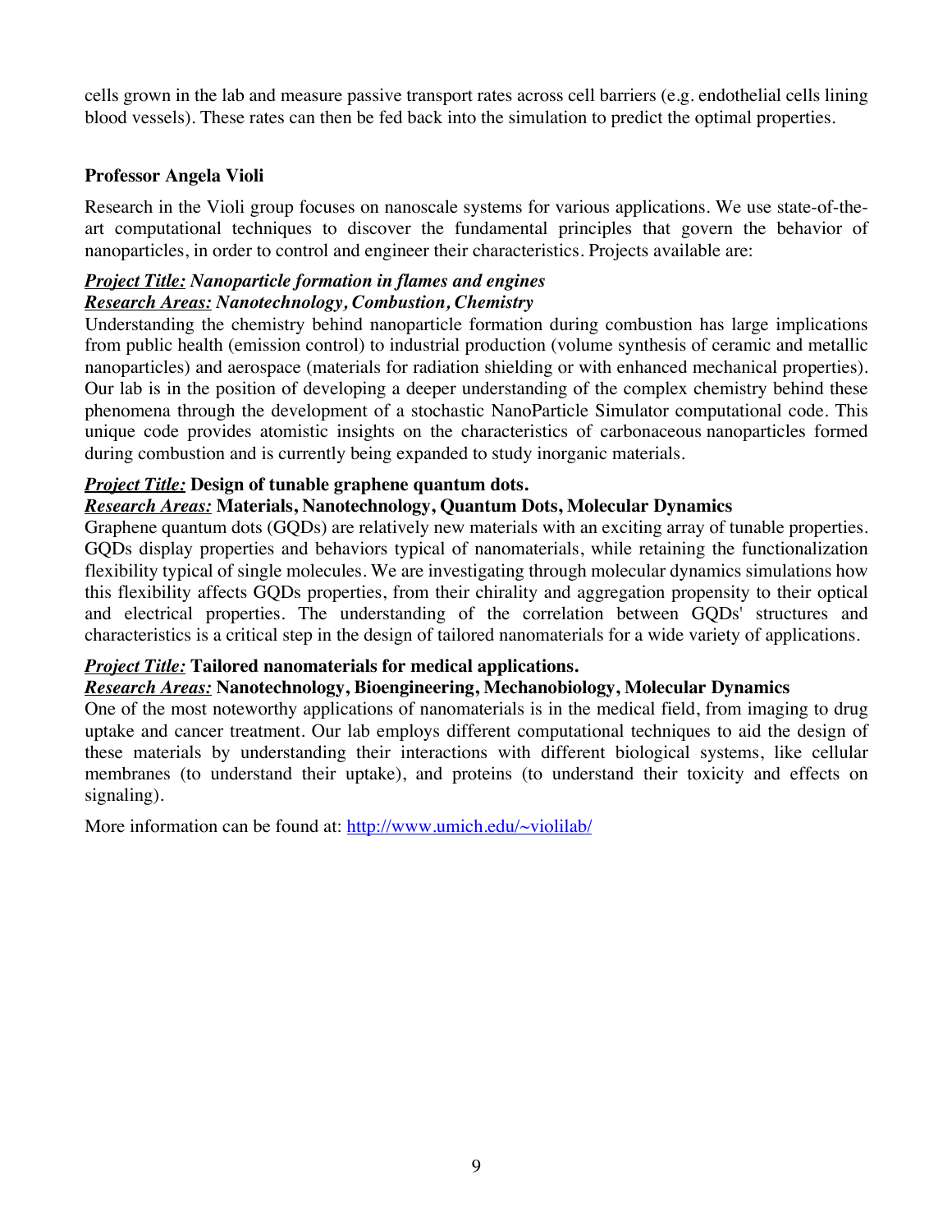cells grown in the lab and measure passive transport rates across cell barriers (e.g. endothelial cells lining blood vessels). These rates can then be fed back into the simulation to predict the optimal properties.

**Professor Angela Violi**

Research in the Violi group focuses on nanoscale systems for various applications. We use state-of-the-art computational techniques to discover the fundamental principles that govern the behavior of nanoparticles, in order to control and engineer their characteristics. Projects available are:

***Project Title:* Nanoparticle formation in flames and engines**
***Research Areas:* Nanotechnology, Combustion, Chemistry**
Understanding the chemistry behind nanoparticle formation during combustion has large implications from public health (emission control) to industrial production (volume synthesis of ceramic and metallic nanoparticles) and aerospace (materials for radiation shielding or with enhanced mechanical properties). Our lab is in the position of developing a deeper understanding of the complex chemistry behind these phenomena through the development of a stochastic NanoParticle Simulator computational code. This unique code provides atomistic insights on the characteristics of carbonaceous nanoparticles formed during combustion and is currently being expanded to study inorganic materials.

***Project Title:*** **Design of tunable graphene quantum dots.**
***Research Areas:*** **Materials, Nanotechnology, Quantum Dots, Molecular Dynamics**
Graphene quantum dots (GQDs) are relatively new materials with an exciting array of tunable properties. GQDs display properties and behaviors typical of nanomaterials, while retaining the functionalization flexibility typical of single molecules. We are investigating through molecular dynamics simulations how this flexibility affects GQDs properties, from their chirality and aggregation propensity to their optical and electrical properties. The understanding of the correlation between GQDs' structures and characteristics is a critical step in the design of tailored nanomaterials for a wide variety of applications.

***Project Title:*** **Tailored nanomaterials for medical applications.**
***Research Areas:*** **Nanotechnology, Bioengineering, Mechanobiology, Molecular Dynamics**
One of the most noteworthy applications of nanomaterials is in the medical field, from imaging to drug uptake and cancer treatment. Our lab employs different computational techniques to aid the design of these materials by understanding their interactions with different biological systems, like cellular membranes (to understand their uptake), and proteins (to understand their toxicity and effects on signaling).

More information can be found at: [http://www.umich.edu/~violilab/](http://www.umich.edu/~violilab/)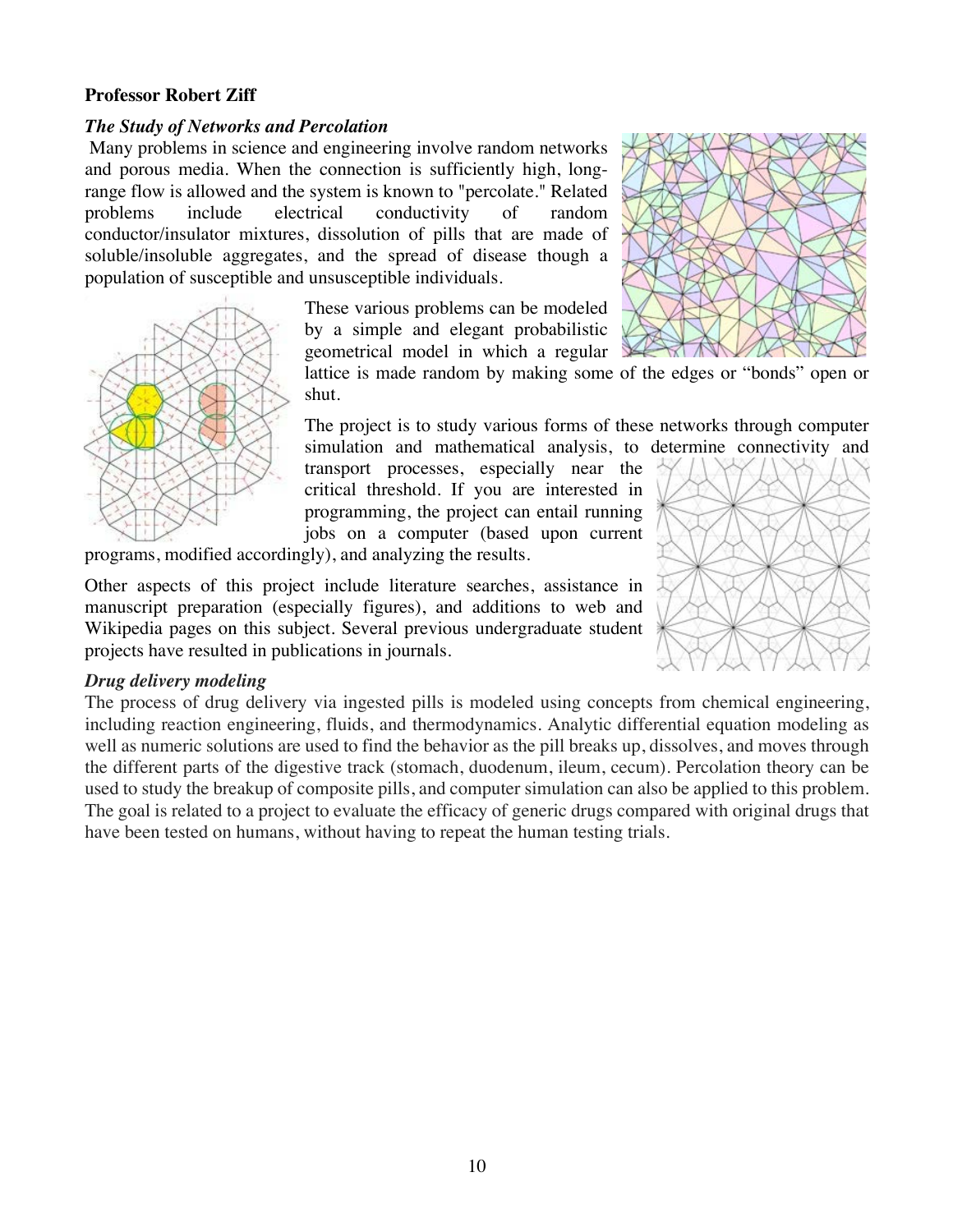**Professor Robert Ziff**

***The Study of Networks and Percolation***

Many problems in science and engineering involve random networks and porous media. When the connection is sufficiently high, long-range flow is allowed and the system is known to "percolate." Related problems include electrical conductivity of random conductor/insulator mixtures, dissolution of pills that are made of soluble/insoluble aggregates, and the spread of disease though a population of susceptible and unsusceptible individuals.

These various problems can be modeled by a simple and elegant probabilistic geometrical model in which a regular lattice is made random by making some of the edges or "bonds" open or shut.

The project is to study various forms of these networks through computer simulation and mathematical analysis, to determine connectivity and transport processes, especially near the critical threshold. If you are interested in programming, the project can entail running jobs on a computer (based upon current programs, modified accordingly), and analyzing the results.

Other aspects of this project include literature searches, assistance in manuscript preparation (especially figures), and additions to web and Wikipedia pages on this subject. Several previous undergraduate student projects have resulted in publications in journals.

***Drug delivery modeling***

The process of drug delivery via ingested pills is modeled using concepts from chemical engineering, including reaction engineering, fluids, and thermodynamics. Analytic differential equation modeling as well as numeric solutions are used to find the behavior as the pill breaks up, dissolves, and moves through the different parts of the digestive track (stomach, duodenum, ileum, cecum). Percolation theory can be used to study the breakup of composite pills, and computer simulation can also be applied to this problem. The goal is related to a project to evaluate the efficacy of generic drugs compared with original drugs that have been tested on humans, without having to repeat the human testing trials.